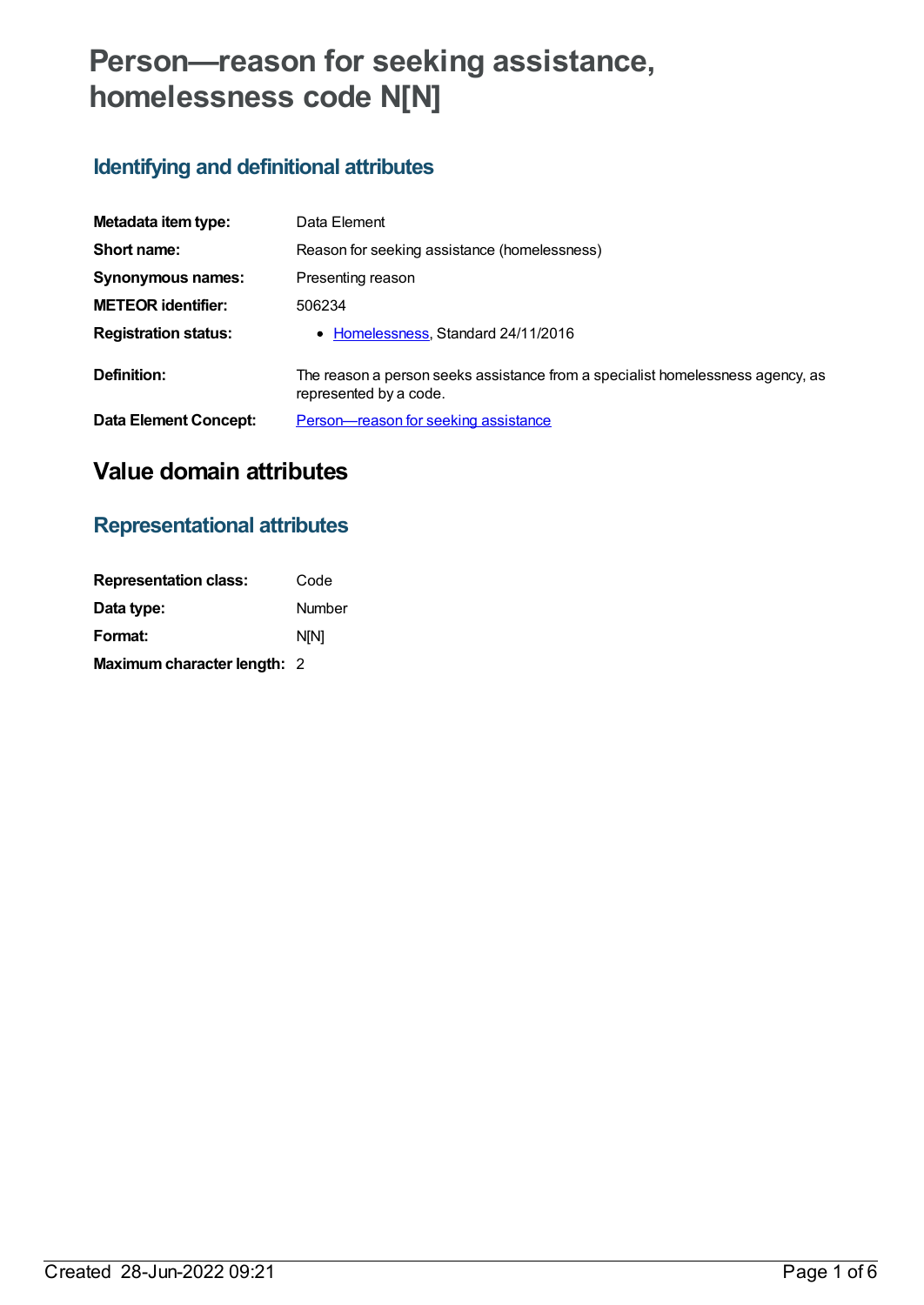# Person—reason for seeking assistance, homelessness code N[N]

## Identifying and definitional attributes

| | |
|---|---|
| **Metadata item type:** | Data Element |
| **Short name:** | Reason for seeking assistance (homelessness) |
| **Synonymous names:** | Presenting reason |
| **METEOR identifier:** | 506234 |
| **Registration status:** | • Homelessness, Standard 24/11/2016 |
| **Definition:** | The reason a person seeks assistance from a specialist homelessness agency, as represented by a code. |
| **Data Element Concept:** | Person—reason for seeking assistance |

# Value domain attributes

## Representational attributes

| | |
|---|---|
| **Representation class:** | Code |
| **Data type:** | Number |
| **Format:** | N[N] |
| **Maximum character length:** | 2 |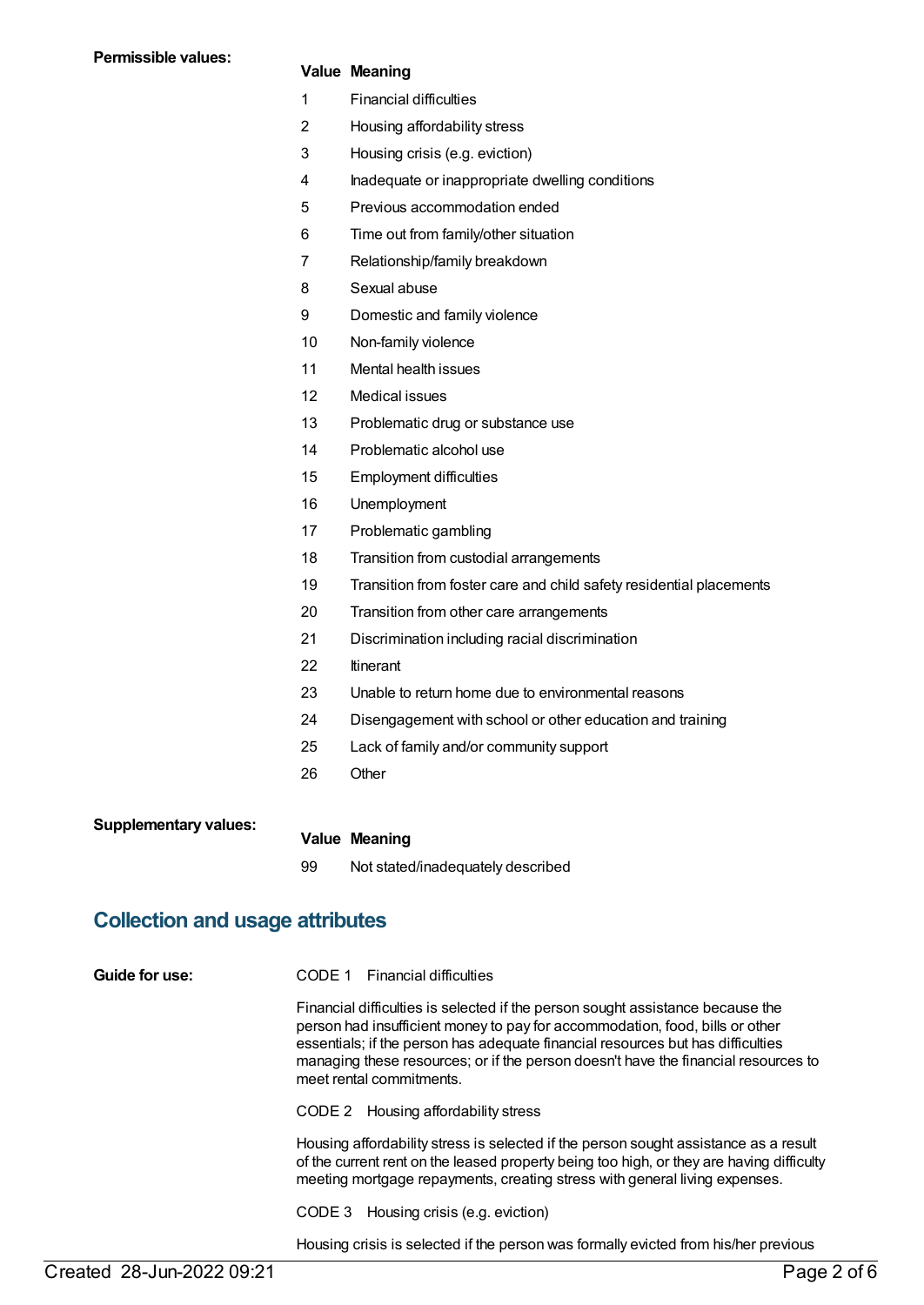**Permissible values:**

| Value | Meaning |
|---|---|
| 1 | Financial difficulties |
| 2 | Housing affordability stress |
| 3 | Housing crisis (e.g. eviction) |
| 4 | Inadequate or inappropriate dwelling conditions |
| 5 | Previous accommodation ended |
| 6 | Time out from family/other situation |
| 7 | Relationship/family breakdown |
| 8 | Sexual abuse |
| 9 | Domestic and family violence |
| 10 | Non-family violence |
| 11 | Mental health issues |
| 12 | Medical issues |
| 13 | Problematic drug or substance use |
| 14 | Problematic alcohol use |
| 15 | Employment difficulties |
| 16 | Unemployment |
| 17 | Problematic gambling |
| 18 | Transition from custodial arrangements |
| 19 | Transition from foster care and child safety residential placements |
| 20 | Transition from other care arrangements |
| 21 | Discrimination including racial discrimination |
| 22 | Itinerant |
| 23 | Unable to return home due to environmental reasons |
| 24 | Disengagement with school or other education and training |
| 25 | Lack of family and/or community support |
| 26 | Other |

**Supplementary values:**

| Value | Meaning |
|---|---|
| 99 | Not stated/inadequately described |

## Collection and usage attributes

**Guide for use:**

CODE 1 Financial difficulties

Financial difficulties is selected if the person sought assistance because the person had insufficient money to pay for accommodation, food, bills or other essentials; if the person has adequate financial resources but has difficulties managing these resources; or if the person doesn't have the financial resources to meet rental commitments.

CODE 2 Housing affordability stress

Housing affordability stress is selected if the person sought assistance as a result of the current rent on the leased property being too high, or they are having difficulty meeting mortgage repayments, creating stress with general living expenses.

CODE 3 Housing crisis (e.g. eviction)

Housing crisis is selected if the person was formally evicted from his/her previous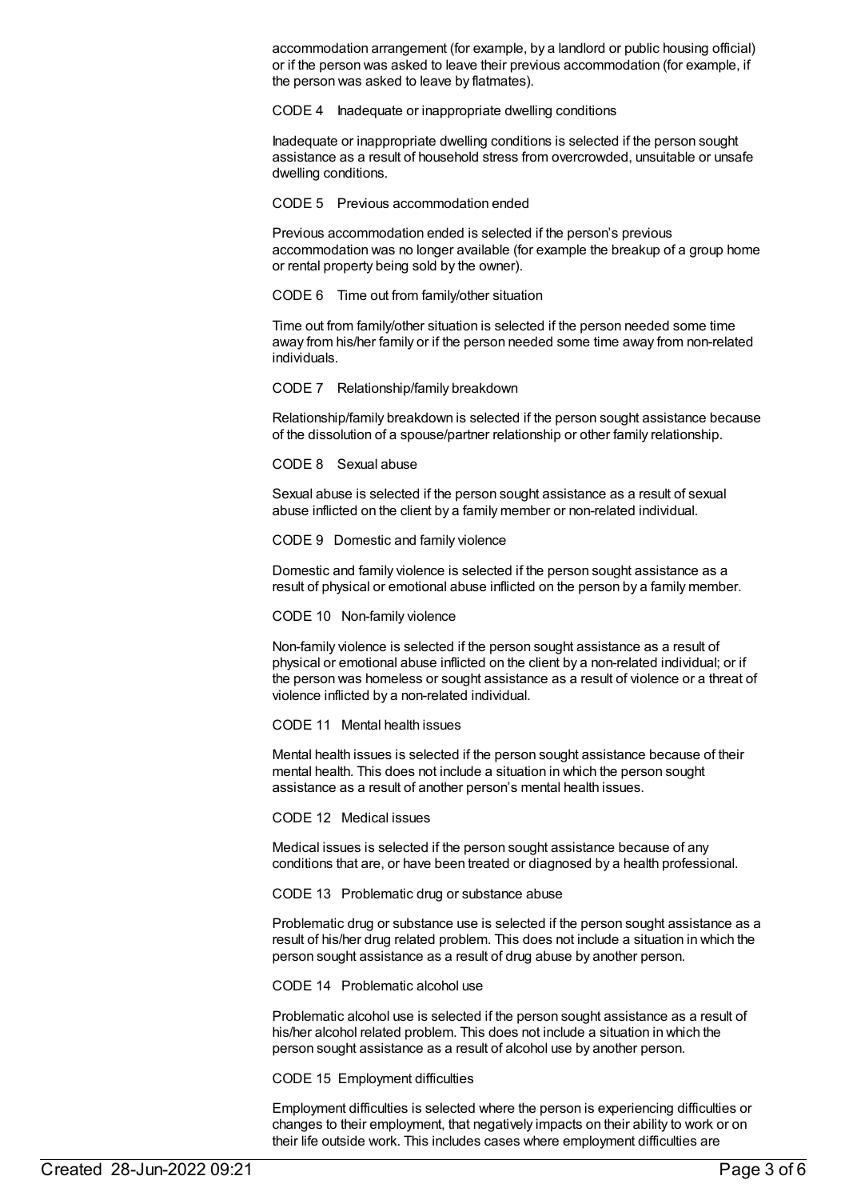accommodation arrangement (for example, by a landlord or public housing official) or if the person was asked to leave their previous accommodation (for example, if the person was asked to leave by flatmates).

CODE 4 Inadequate or inappropriate dwelling conditions

Inadequate or inappropriate dwelling conditions is selected if the person sought assistance as a result of household stress from overcrowded, unsuitable or unsafe dwelling conditions.

CODE 5 Previous accommodation ended

Previous accommodation ended is selected if the person's previous accommodation was no longer available (for example the breakup of a group home or rental property being sold by the owner).

CODE 6 Time out from family/other situation

Time out from family/other situation is selected if the person needed some time away from his/her family or if the person needed some time away from non-related individuals.

CODE 7 Relationship/family breakdown

Relationship/family breakdown is selected if the person sought assistance because of the dissolution of a spouse/partner relationship or other family relationship.

CODE 8 Sexual abuse

Sexual abuse is selected if the person sought assistance as a result of sexual abuse inflicted on the client by a family member or non-related individual.

CODE 9 Domestic and family violence

Domestic and family violence is selected if the person sought assistance as a result of physical or emotional abuse inflicted on the person by a family member.

CODE 10 Non-family violence

Non-family violence is selected if the person sought assistance as a result of physical or emotional abuse inflicted on the client by a non-related individual; or if the person was homeless or sought assistance as a result of violence or a threat of violence inflicted by a non-related individual.

CODE 11 Mental health issues

Mental health issues is selected if the person sought assistance because of their mental health. This does not include a situation in which the person sought assistance as a result of another person's mental health issues.

CODE 12 Medical issues

Medical issues is selected if the person sought assistance because of any conditions that are, or have been treated or diagnosed by a health professional.

CODE 13 Problematic drug or substance abuse

Problematic drug or substance use is selected if the person sought assistance as a result of his/her drug related problem. This does not include a situation in which the person sought assistance as a result of drug abuse by another person.

CODE 14 Problematic alcohol use

Problematic alcohol use is selected if the person sought assistance as a result of his/her alcohol related problem. This does not include a situation in which the person sought assistance as a result of alcohol use by another person.

CODE 15 Employment difficulties

Employment difficulties is selected where the person is experiencing difficulties or changes to their employment, that negatively impacts on their ability to work or on their life outside work. This includes cases where employment difficulties are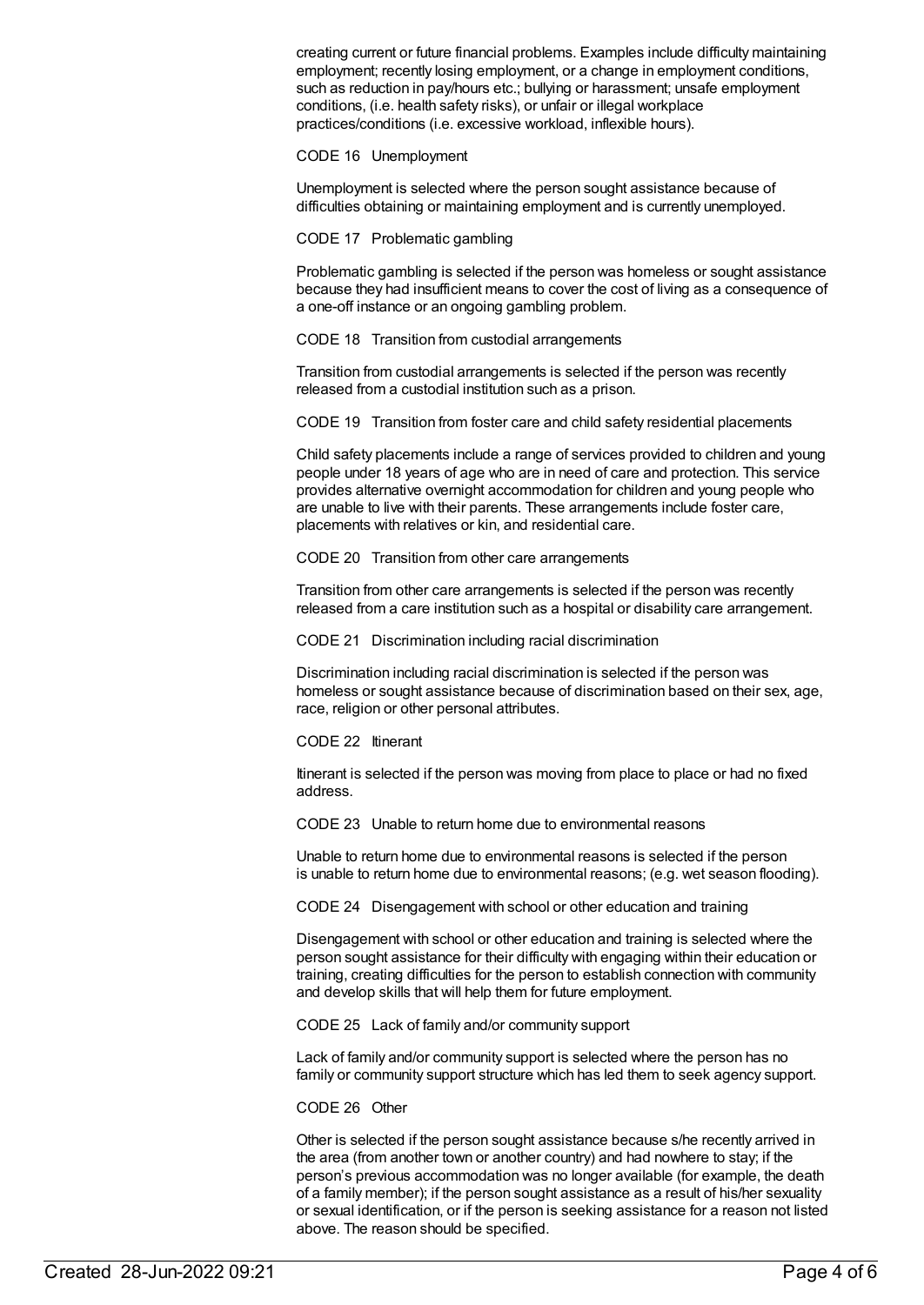creating current or future financial problems. Examples include difficulty maintaining employment; recently losing employment, or a change in employment conditions, such as reduction in pay/hours etc.; bullying or harassment; unsafe employment conditions, (i.e. health safety risks), or unfair or illegal workplace practices/conditions (i.e. excessive workload, inflexible hours).

CODE 16 Unemployment

Unemployment is selected where the person sought assistance because of difficulties obtaining or maintaining employment and is currently unemployed.

CODE 17 Problematic gambling

Problematic gambling is selected if the person was homeless or sought assistance because they had insufficient means to cover the cost of living as a consequence of a one-off instance or an ongoing gambling problem.

CODE 18 Transition from custodial arrangements

Transition from custodial arrangements is selected if the person was recently released from a custodial institution such as a prison.

CODE 19 Transition from foster care and child safety residential placements

Child safety placements include a range of services provided to children and young people under 18 years of age who are in need of care and protection. This service provides alternative overnight accommodation for children and young people who are unable to live with their parents. These arrangements include foster care, placements with relatives or kin, and residential care.

CODE 20 Transition from other care arrangements

Transition from other care arrangements is selected if the person was recently released from a care institution such as a hospital or disability care arrangement.

CODE 21 Discrimination including racial discrimination

Discrimination including racial discrimination is selected if the person was homeless or sought assistance because of discrimination based on their sex, age, race, religion or other personal attributes.

CODE 22 Itinerant

Itinerant is selected if the person was moving from place to place or had no fixed address.

CODE 23 Unable to return home due to environmental reasons

Unable to return home due to environmental reasons is selected if the person is unable to return home due to environmental reasons; (e.g. wet season flooding).

CODE 24 Disengagement with school or other education and training

Disengagement with school or other education and training is selected where the person sought assistance for their difficulty with engaging within their education or training, creating difficulties for the person to establish connection with community and develop skills that will help them for future employment.

CODE 25 Lack of family and/or community support

Lack of family and/or community support is selected where the person has no family or community support structure which has led them to seek agency support.

CODE 26 Other

Other is selected if the person sought assistance because s/he recently arrived in the area (from another town or another country) and had nowhere to stay; if the person's previous accommodation was no longer available (for example, the death of a family member); if the person sought assistance as a result of his/her sexuality or sexual identification, or if the person is seeking assistance for a reason not listed above. The reason should be specified.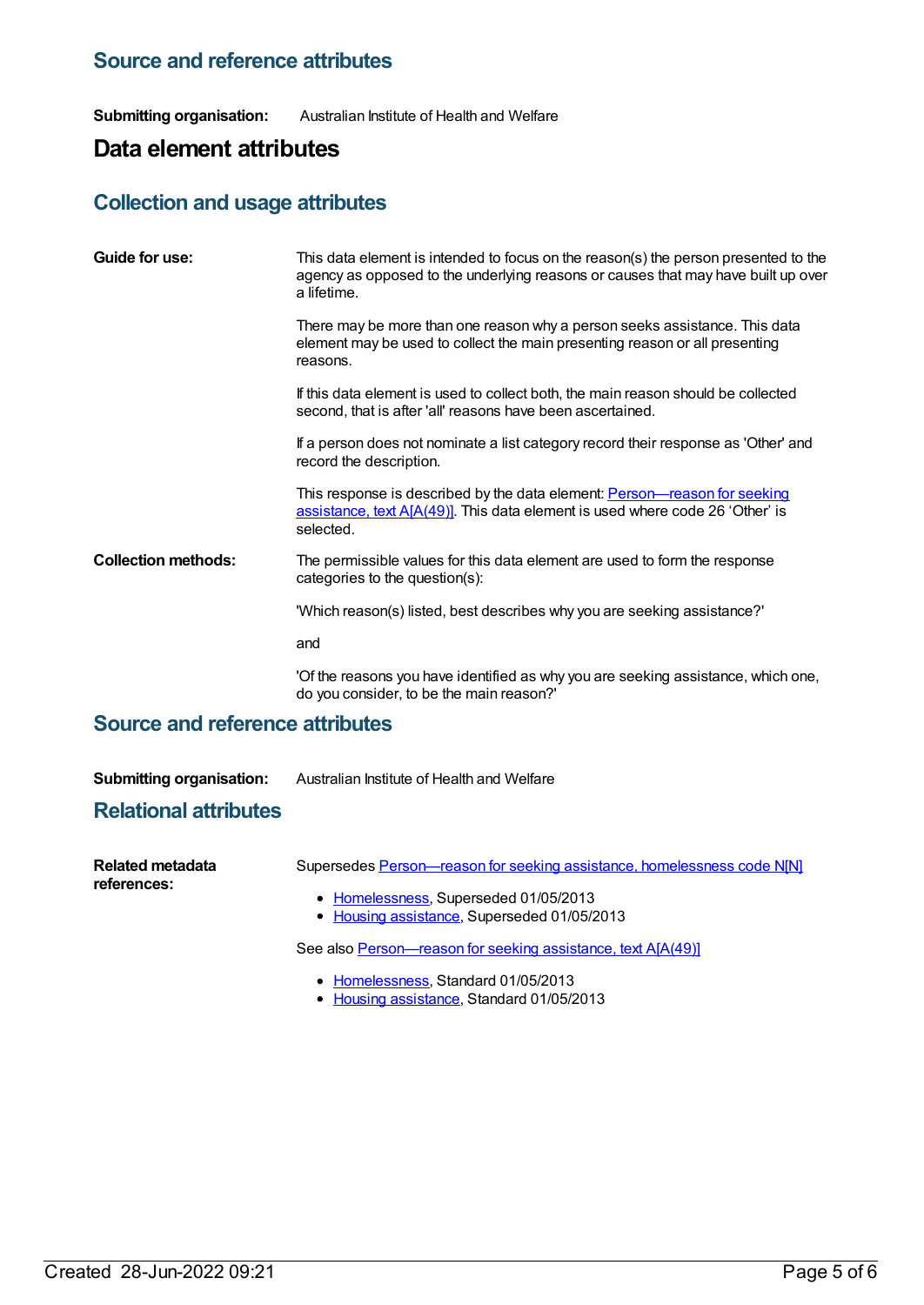## Source and reference attributes

**Submitting organisation:** Australian Institute of Health and Welfare

# Data element attributes

## Collection and usage attributes

**Guide for use:**

This data element is intended to focus on the reason(s) the person presented to the agency as opposed to the underlying reasons or causes that may have built up over a lifetime.

There may be more than one reason why a person seeks assistance. This data element may be used to collect the main presenting reason or all presenting reasons.

If this data element is used to collect both, the main reason should be collected second, that is after 'all' reasons have been ascertained.

If a person does not nominate a list category record their response as 'Other' and record the description.

This response is described by the data element: Person—reason for seeking assistance, text A[A(49)]. This data element is used where code 26 'Other' is selected.

**Collection methods:**

The permissible values for this data element are used to form the response categories to the question(s):

'Which reason(s) listed, best describes why you are seeking assistance?'

and

'Of the reasons you have identified as why you are seeking assistance, which one, do you consider, to be the main reason?'

## Source and reference attributes

**Submitting organisation:** Australian Institute of Health and Welfare

## Relational attributes

**Related metadata references:**

Supersedes Person—reason for seeking assistance, homelessness code N[N]

- Homelessness, Superseded 01/05/2013
- Housing assistance, Superseded 01/05/2013

See also Person—reason for seeking assistance, text A[A(49)]

- Homelessness, Standard 01/05/2013
- Housing assistance, Standard 01/05/2013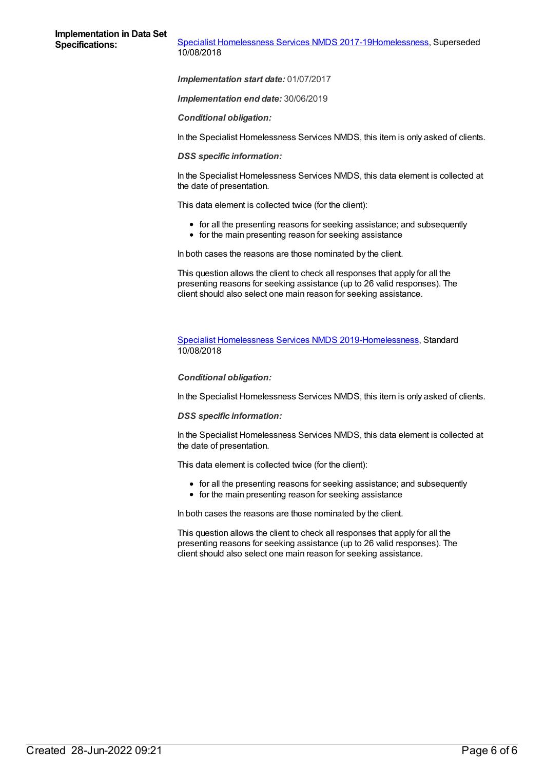**Implementation in Data Set Specifications:**

[Specialist Homelessness Services NMDS 2017-19Homelessness](#), Superseded 10/08/2018

***Implementation start date:*** 01/07/2017

***Implementation end date:*** 30/06/2019

***Conditional obligation:***

In the Specialist Homelessness Services NMDS, this item is only asked of clients.

***DSS specific information:***

In the Specialist Homelessness Services NMDS, this data element is collected at the date of presentation.

This data element is collected twice (for the client):

- for all the presenting reasons for seeking assistance; and subsequently
- for the main presenting reason for seeking assistance

In both cases the reasons are those nominated by the client.

This question allows the client to check all responses that apply for all the presenting reasons for seeking assistance (up to 26 valid responses). The client should also select one main reason for seeking assistance.

[Specialist Homelessness Services NMDS 2019-Homelessness](#), Standard 10/08/2018

***Conditional obligation:***

In the Specialist Homelessness Services NMDS, this item is only asked of clients.

***DSS specific information:***

In the Specialist Homelessness Services NMDS, this data element is collected at the date of presentation.

This data element is collected twice (for the client):

- for all the presenting reasons for seeking assistance; and subsequently
- for the main presenting reason for seeking assistance

In both cases the reasons are those nominated by the client.

This question allows the client to check all responses that apply for all the presenting reasons for seeking assistance (up to 26 valid responses). The client should also select one main reason for seeking assistance.